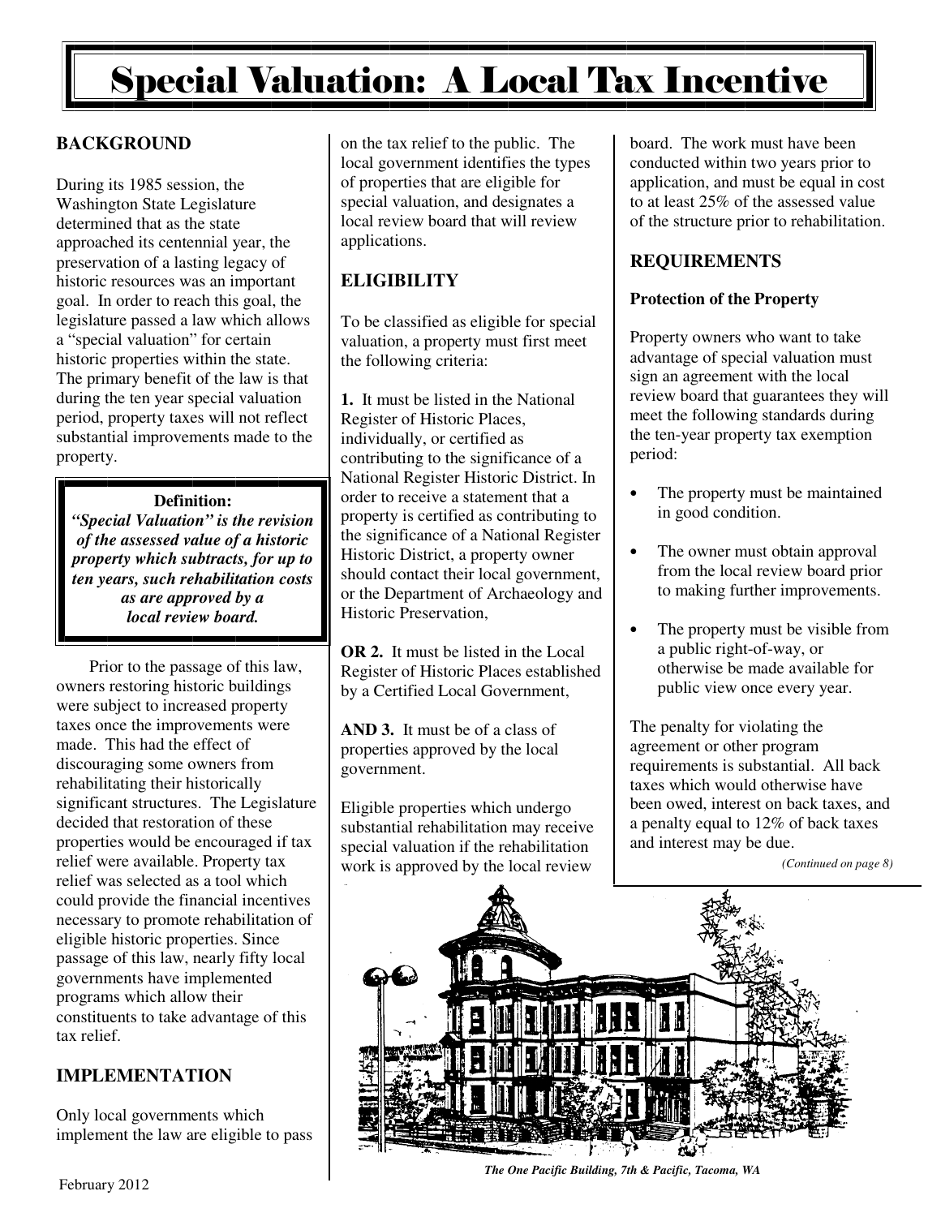# Special Valuation: A Local Tax Incentive

## BACKGROUND

During its 1985 session, the Washington State Legislature determined that as the state approached its centennial year, the preservation of a lasting legacy of historic resources was an important goal. In order to reach this goal, the legislature passed a law which allows a "special valuation" for certain historic properties within the state. The primary benefit of the law is that during the ten year special valuation period, property taxes will not reflect substantial improvements made to the property.

> **Definition:**
> ***"Special Valuation" is the revision of the assessed value of a historic property which subtracts, for up to ten years, such rehabilitation costs as are approved by a local review board.***

Prior to the passage of this law, owners restoring historic buildings were subject to increased property taxes once the improvements were made. This had the effect of discouraging some owners from rehabilitating their historically significant structures. The Legislature decided that restoration of these properties would be encouraged if tax relief were available. Property tax relief was selected as a tool which could provide the financial incentives necessary to promote rehabilitation of eligible historic properties. Since passage of this law, nearly fifty local governments have implemented programs which allow their constituents to take advantage of this tax relief.

## IMPLEMENTATION

Only local governments which implement the law are eligible to pass on the tax relief to the public. The local government identifies the types of properties that are eligible for special valuation, and designates a local review board that will review applications.

## ELIGIBILITY

To be classified as eligible for special valuation, a property must first meet the following criteria:

**1.** It must be listed in the National Register of Historic Places, individually, or certified as contributing to the significance of a National Register Historic District. In order to receive a statement that a property is certified as contributing to the significance of a National Register Historic District, a property owner should contact their local government, or the Department of Archaeology and Historic Preservation,

**OR 2.** It must be listed in the Local Register of Historic Places established by a Certified Local Government,

**AND 3.** It must be of a class of properties approved by the local government.

Eligible properties which undergo substantial rehabilitation may receive special valuation if the rehabilitation work is approved by the local review board. The work must have been conducted within two years prior to application, and must be equal in cost to at least 25% of the assessed value of the structure prior to rehabilitation.

## REQUIREMENTS

### Protection of the Property

Property owners who want to take advantage of special valuation must sign an agreement with the local review board that guarantees they will meet the following standards during the ten-year property tax exemption period:

- The property must be maintained in good condition.
- The owner must obtain approval from the local review board prior to making further improvements.
- The property must be visible from a public right-of-way, or otherwise be made available for public view once every year.

The penalty for violating the agreement or other program requirements is substantial. All back taxes which would otherwise have been owed, interest on back taxes, and a penalty equal to 12% of back taxes and interest may be due.

*(Continued on page 8)*

*The One Pacific Building, 7th & Pacific, Tacoma, WA*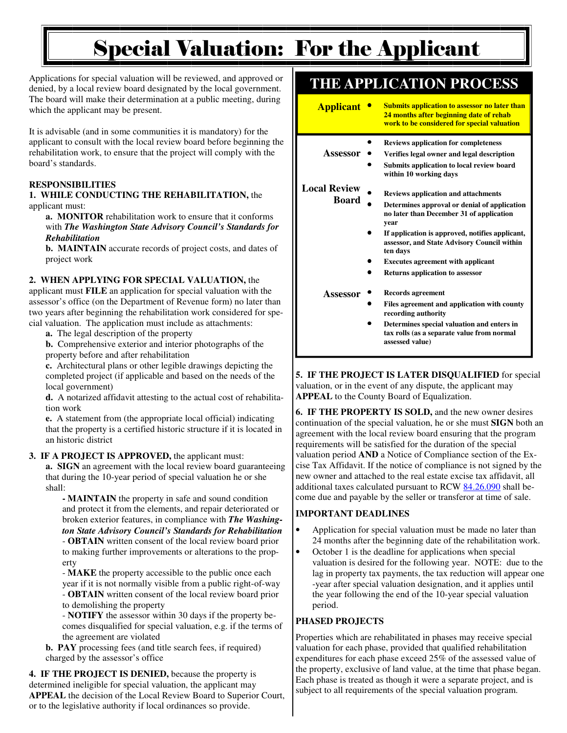# Special Valuation: For the Applicant

Applications for special valuation will be reviewed, and approved or denied, by a local review board designated by the local government. The board will make their determination at a public meeting, during which the applicant may be present.

It is advisable (and in some communities it is mandatory) for the applicant to consult with the local review board before beginning the rehabilitation work, to ensure that the project will comply with the board's standards.

**RESPONSIBILITIES**

**1. WHILE CONDUCTING THE REHABILITATION,** the applicant must:

**a. MONITOR** rehabilitation work to ensure that it conforms with ***The Washington State Advisory Council's Standards for Rehabilitation***

**b. MAINTAIN** accurate records of project costs, and dates of project work

**2. WHEN APPLYING FOR SPECIAL VALUATION,** the applicant must **FILE** an application for special valuation with the assessor's office (on the Department of Revenue form) no later than two years after beginning the rehabilitation work considered for special valuation. The application must include as attachments:

**a.** The legal description of the property

**b.** Comprehensive exterior and interior photographs of the property before and after rehabilitation

**c.** Architectural plans or other legible drawings depicting the completed project (if applicable and based on the needs of the local government)

**d.** A notarized affidavit attesting to the actual cost of rehabilitation work

**e.** A statement from (the appropriate local official) indicating that the property is a certified historic structure if it is located in an historic district

**3. IF A PROJECT IS APPROVED,** the applicant must:

**a. SIGN** an agreement with the local review board guaranteeing that during the 10-year period of special valuation he or she shall:

- **MAINTAIN** the property in safe and sound condition and protect it from the elements, and repair deteriorated or broken exterior features, in compliance with ***The Washington State Advisory Council's Standards for Rehabilitation***
- **OBTAIN** written consent of the local review board prior to making further improvements or alterations to the property
- **MAKE** the property accessible to the public once each year if it is not normally visible from a public right-of-way
- **OBTAIN** written consent of the local review board prior to demolishing the property
- **NOTIFY** the assessor within 30 days if the property becomes disqualified for special valuation, e.g. if the terms of the agreement are violated

**b. PAY** processing fees (and title search fees, if required) charged by the assessor's office

**4. IF THE PROJECT IS DENIED,** because the property is determined ineligible for special valuation, the applicant may **APPEAL** the decision of the Local Review Board to Superior Court, or to the legislative authority if local ordinances so provide.

## THE APPLICATION PROCESS

**Applicant**
- **Submits application to assessor no later than 24 months after beginning date of rehab work to be considered for special valuation**

**Assessor**
- **Reviews application for completeness**
- **Verifies legal owner and legal description**
- **Submits application to local review board within 10 working days**

**Local Review Board**
- **Reviews application and attachments**
- **Determines approval or denial of application no later than December 31 of application year**
- **If application is approved, notifies applicant, assessor, and State Advisory Council within ten days**
- **Executes agreement with applicant**
- **Returns application to assessor**

**Assessor**
- **Records agreement**
- **Files agreement and application with county recording authority**
- **Determines special valuation and enters in tax rolls (as a separate value from normal assessed value)**

**5. IF THE PROJECT IS LATER DISQUALIFIED** for special valuation, or in the event of any dispute, the applicant may **APPEAL** to the County Board of Equalization.

**6. IF THE PROPERTY IS SOLD,** and the new owner desires continuation of the special valuation, he or she must **SIGN** both an agreement with the local review board ensuring that the program requirements will be satisfied for the duration of the special valuation period **AND** a Notice of Compliance section of the Excise Tax Affidavit. If the notice of compliance is not signed by the new owner and attached to the real estate excise tax affidavit, all additional taxes calculated pursuant to RCW 84.26.090 shall become due and payable by the seller or transferor at time of sale.

**IMPORTANT DEADLINES**

- Application for special valuation must be made no later than 24 months after the beginning date of the rehabilitation work.
- October 1 is the deadline for applications when special valuation is desired for the following year. NOTE: due to the lag in property tax payments, the tax reduction will appear one-year after special valuation designation, and it applies until the year following the end of the 10-year special valuation period.

**PHASED PROJECTS**

Properties which are rehabilitated in phases may receive special valuation for each phase, provided that qualified rehabilitation expenditures for each phase exceed 25% of the assessed value of the property, exclusive of land value, at the time that phase began. Each phase is treated as though it were a separate project, and is subject to all requirements of the special valuation program.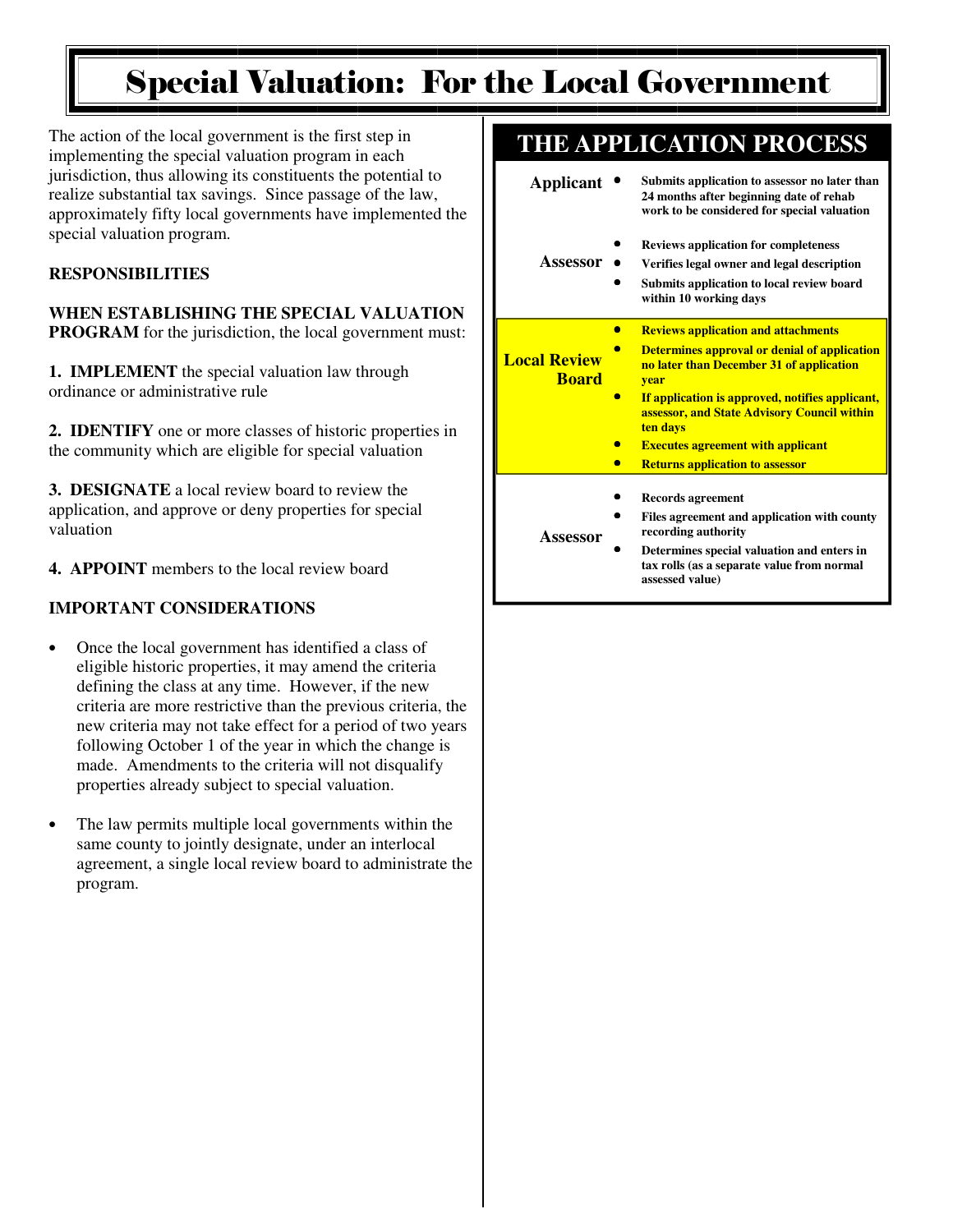# Special Valuation: For the Local Government

The action of the local government is the first step in implementing the special valuation program in each jurisdiction, thus allowing its constituents the potential to realize substantial tax savings. Since passage of the law, approximately fifty local governments have implemented the special valuation program.

**RESPONSIBILITIES**

**WHEN ESTABLISHING THE SPECIAL VALUATION PROGRAM** for the jurisdiction, the local government must:

**1. IMPLEMENT** the special valuation law through ordinance or administrative rule

**2. IDENTIFY** one or more classes of historic properties in the community which are eligible for special valuation

**3. DESIGNATE** a local review board to review the application, and approve or deny properties for special valuation

**4. APPOINT** members to the local review board

**IMPORTANT CONSIDERATIONS**

- Once the local government has identified a class of eligible historic properties, it may amend the criteria defining the class at any time. However, if the new criteria are more restrictive than the previous criteria, the new criteria may not take effect for a period of two years following October 1 of the year in which the change is made. Amendments to the criteria will not disqualify properties already subject to special valuation.

- The law permits multiple local governments within the same county to jointly designate, under an interlocal agreement, a single local review board to administrate the program.

## THE APPLICATION PROCESS

**Applicant**
- **Submits application to assessor no later than 24 months after beginning date of rehab work to be considered for special valuation**

**Assessor**
- **Reviews application for completeness**
- **Verifies legal owner and legal description**
- **Submits application to local review board within 10 working days**

**Local Review Board**
- **Reviews application and attachments**
- **Determines approval or denial of application no later than December 31 of application year**
- **If application is approved, notifies applicant, assessor, and State Advisory Council within ten days**
- **Executes agreement with applicant**
- **Returns application to assessor**

**Assessor**
- **Records agreement**
- **Files agreement and application with county recording authority**
- **Determines special valuation and enters in tax rolls (as a separate value from normal assessed value)**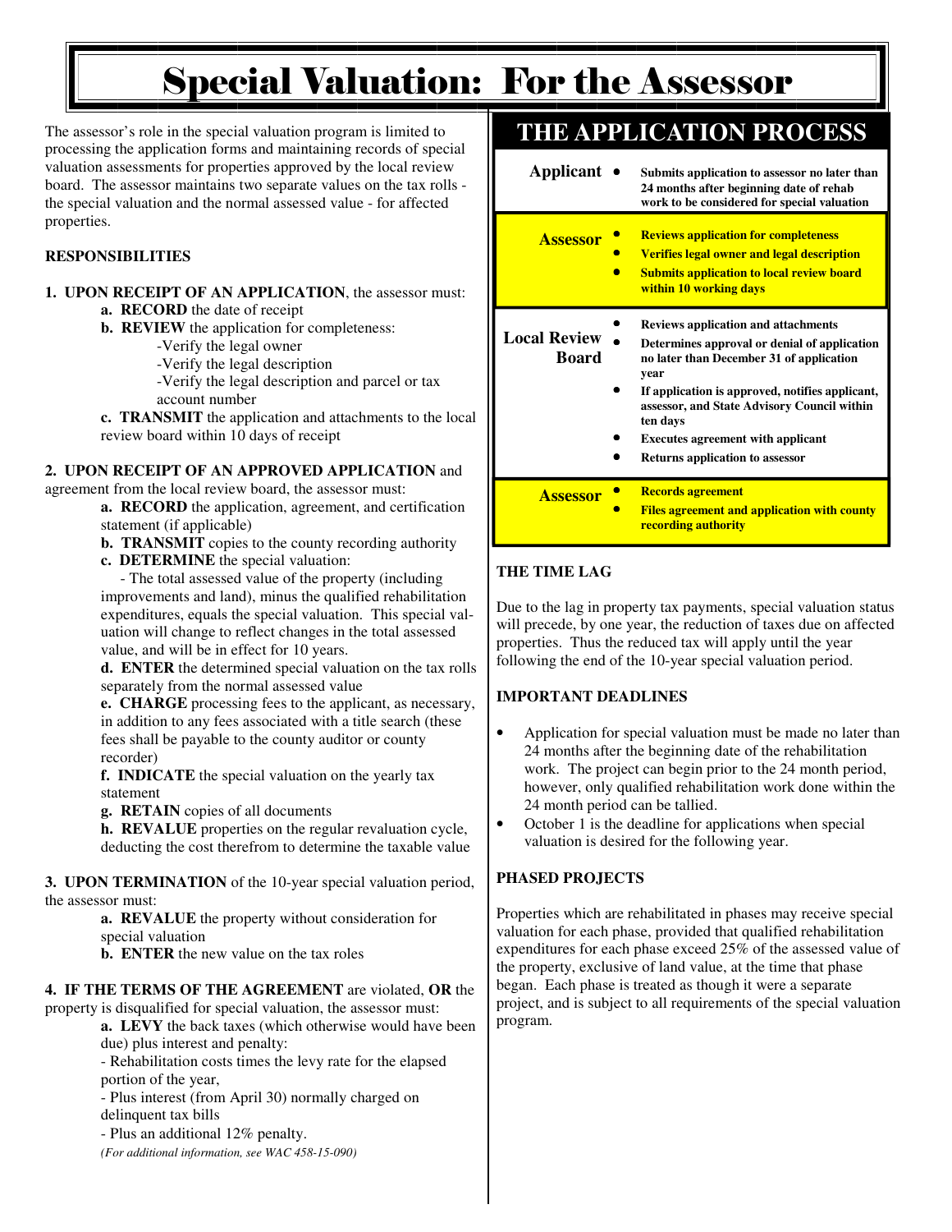# Special Valuation: For the Assessor

The assessor's role in the special valuation program is limited to processing the application forms and maintaining records of special valuation assessments for properties approved by the local review board. The assessor maintains two separate values on the tax rolls - the special valuation and the normal assessed value - for affected properties.

**RESPONSIBILITIES**

**1. UPON RECEIPT OF AN APPLICATION**, the assessor must:

**a. RECORD** the date of receipt

**b. REVIEW** the application for completeness:

-Verify the legal owner

-Verify the legal description

-Verify the legal description and parcel or tax account number

**c. TRANSMIT** the application and attachments to the local review board within 10 days of receipt

**2. UPON RECEIPT OF AN APPROVED APPLICATION** and agreement from the local review board, the assessor must:

**a. RECORD** the application, agreement, and certification statement (if applicable)

**b. TRANSMIT** copies to the county recording authority

**c. DETERMINE** the special valuation:

- The total assessed value of the property (including improvements and land), minus the qualified rehabilitation expenditures, equals the special valuation. This special valuation will change to reflect changes in the total assessed value, and will be in effect for 10 years.

**d. ENTER** the determined special valuation on the tax rolls separately from the normal assessed value

**e. CHARGE** processing fees to the applicant, as necessary, in addition to any fees associated with a title search (these fees shall be payable to the county auditor or county recorder)

**f. INDICATE** the special valuation on the yearly tax statement

**g. RETAIN** copies of all documents

**h. REVALUE** properties on the regular revaluation cycle, deducting the cost therefrom to determine the taxable value

**3. UPON TERMINATION** of the 10-year special valuation period, the assessor must:

**a. REVALUE** the property without consideration for special valuation

**b. ENTER** the new value on the tax roles

**4. IF THE TERMS OF THE AGREEMENT** are violated, **OR** the property is disqualified for special valuation, the assessor must:

**a. LEVY** the back taxes (which otherwise would have been due) plus interest and penalty:

- Rehabilitation costs times the levy rate for the elapsed portion of the year,

- Plus interest (from April 30) normally charged on delinquent tax bills

- Plus an additional 12% penalty.

*(For additional information, see WAC 458-15-090)*

## THE APPLICATION PROCESS

| | |
|---|---|
| **Applicant** | • **Submits application to assessor no later than 24 months after beginning date of rehab work to be considered for special valuation** |
| **Assessor** | • **Reviews application for completeness**<br>• **Verifies legal owner and legal description**<br>• **Submits application to local review board within 10 working days** |
| **Local Review Board** | • **Reviews application and attachments**<br>• **Determines approval or denial of application no later than December 31 of application year**<br>• **If application is approved, notifies applicant, assessor, and State Advisory Council within ten days**<br>• **Executes agreement with applicant**<br>• **Returns application to assessor** |
| **Assessor** | • **Records agreement**<br>• **Files agreement and application with county recording authority** |

**THE TIME LAG**

Due to the lag in property tax payments, special valuation status will precede, by one year, the reduction of taxes due on affected properties. Thus the reduced tax will apply until the year following the end of the 10-year special valuation period.

**IMPORTANT DEADLINES**

- Application for special valuation must be made no later than 24 months after the beginning date of the rehabilitation work. The project can begin prior to the 24 month period, however, only qualified rehabilitation work done within the 24 month period can be tallied.
- October 1 is the deadline for applications when special valuation is desired for the following year.

**PHASED PROJECTS**

Properties which are rehabilitated in phases may receive special valuation for each phase, provided that qualified rehabilitation expenditures for each phase exceed 25% of the assessed value of the property, exclusive of land value, at the time that phase began. Each phase is treated as though it were a separate project, and is subject to all requirements of the special valuation program.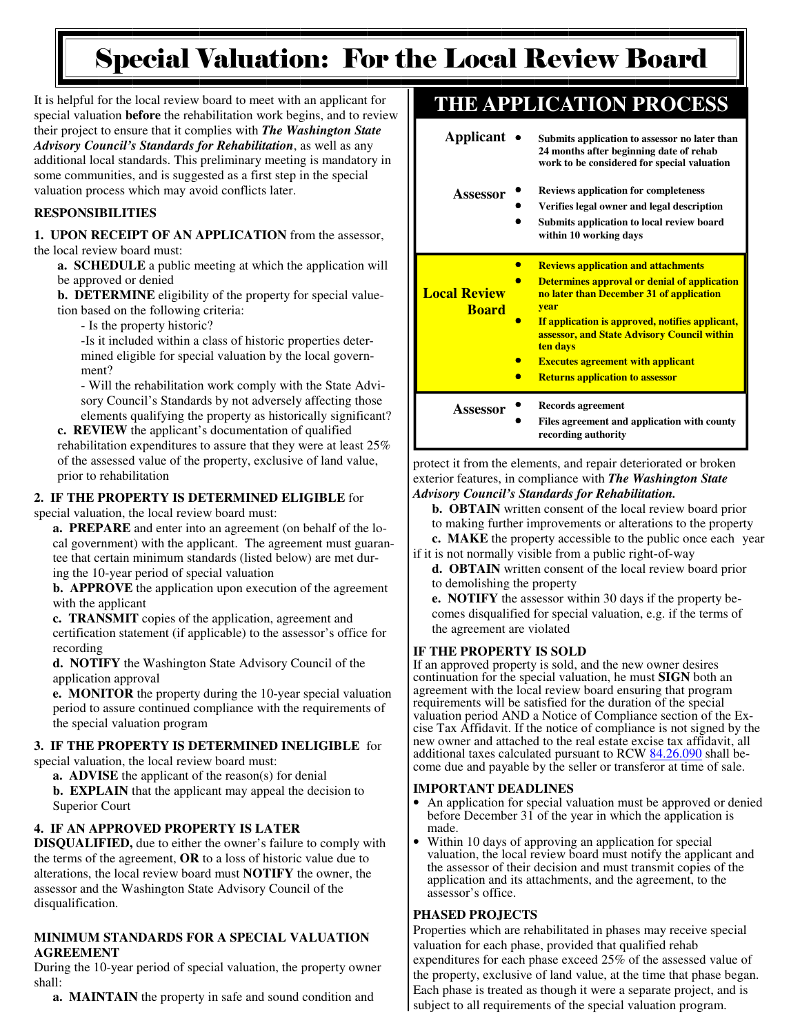# Special Valuation: For the Local Review Board

It is helpful for the local review board to meet with an applicant for special valuation **before** the rehabilitation work begins, and to review their project to ensure that it complies with ***The Washington State Advisory Council's Standards for Rehabilitation***, as well as any additional local standards. This preliminary meeting is mandatory in some communities, and is suggested as a first step in the special valuation process which may avoid conflicts later.

**RESPONSIBILITIES**

**1. UPON RECEIPT OF AN APPLICATION** from the assessor, the local review board must:

**a. SCHEDULE** a public meeting at which the application will be approved or denied

**b. DETERMINE** eligibility of the property for special valuation based on the following criteria:

- Is the property historic?
- Is it included within a class of historic properties determined eligible for special valuation by the local government?
- Will the rehabilitation work comply with the State Advisory Council's Standards by not adversely affecting those elements qualifying the property as historically significant?

**c. REVIEW** the applicant's documentation of qualified rehabilitation expenditures to assure that they were at least 25% of the assessed value of the property, exclusive of land value, prior to rehabilitation

**2. IF THE PROPERTY IS DETERMINED ELIGIBLE** for special valuation, the local review board must:

**a. PREPARE** and enter into an agreement (on behalf of the local government) with the applicant. The agreement must guarantee that certain minimum standards (listed below) are met during the 10-year period of special valuation

**b. APPROVE** the application upon execution of the agreement with the applicant

**c. TRANSMIT** copies of the application, agreement and certification statement (if applicable) to the assessor's office for recording

**d. NOTIFY** the Washington State Advisory Council of the application approval

**e. MONITOR** the property during the 10-year special valuation period to assure continued compliance with the requirements of the special valuation program

**3. IF THE PROPERTY IS DETERMINED INELIGIBLE** for special valuation, the local review board must:

**a. ADVISE** the applicant of the reason(s) for denial

**b. EXPLAIN** that the applicant may appeal the decision to Superior Court

**4. IF AN APPROVED PROPERTY IS LATER DISQUALIFIED,** due to either the owner's failure to comply with the terms of the agreement, **OR** to a loss of historic value due to alterations, the local review board must **NOTIFY** the owner, the assessor and the Washington State Advisory Council of the disqualification.

**MINIMUM STANDARDS FOR A SPECIAL VALUATION AGREEMENT**

During the 10-year period of special valuation, the property owner shall:

**a. MAINTAIN** the property in safe and sound condition and protect it from the elements, and repair deteriorated or broken exterior features, in compliance with ***The Washington State Advisory Council's Standards for Rehabilitation.***

**b. OBTAIN** written consent of the local review board prior to making further improvements or alterations to the property

**c. MAKE** the property accessible to the public once each year if it is not normally visible from a public right-of-way

**d. OBTAIN** written consent of the local review board prior to demolishing the property

**e. NOTIFY** the assessor within 30 days if the property becomes disqualified for special valuation, e.g. if the terms of the agreement are violated

## THE APPLICATION PROCESS

| | |
|---|---|
| **Applicant** | • **Submits application to assessor no later than 24 months after beginning date of rehab work to be considered for special valuation** |
| **Assessor** | • **Reviews application for completeness**<br>• **Verifies legal owner and legal description**<br>• **Submits application to local review board within 10 working days** |
| **Local Review Board** | • **Reviews application and attachments**<br>• **Determines approval or denial of application no later than December 31 of application year**<br>• **If application is approved, notifies applicant, assessor, and State Advisory Council within ten days**<br>• **Executes agreement with applicant**<br>• **Returns application to assessor** |
| **Assessor** | • **Records agreement**<br>• **Files agreement and application with county recording authority** |

**IF THE PROPERTY IS SOLD**

If an approved property is sold, and the new owner desires continuation for the special valuation, he must **SIGN** both an agreement with the local review board ensuring that program requirements will be satisfied for the duration of the special valuation period AND a Notice of Compliance section of the Excise Tax Affidavit. If the notice of compliance is not signed by the new owner and attached to the real estate excise tax affidavit, all additional taxes calculated pursuant to RCW 84.26.090 shall become due and payable by the seller or transferor at time of sale.

**IMPORTANT DEADLINES**

- An application for special valuation must be approved or denied before December 31 of the year in which the application is made.
- Within 10 days of approving an application for special valuation, the local review board must notify the applicant and the assessor of their decision and must transmit copies of the application and its attachments, and the agreement, to the assessor's office.

**PHASED PROJECTS**

Properties which are rehabilitated in phases may receive special valuation for each phase, provided that qualified rehab expenditures for each phase exceed 25% of the assessed value of the property, exclusive of land value, at the time that phase began. Each phase is treated as though it were a separate project, and is subject to all requirements of the special valuation program.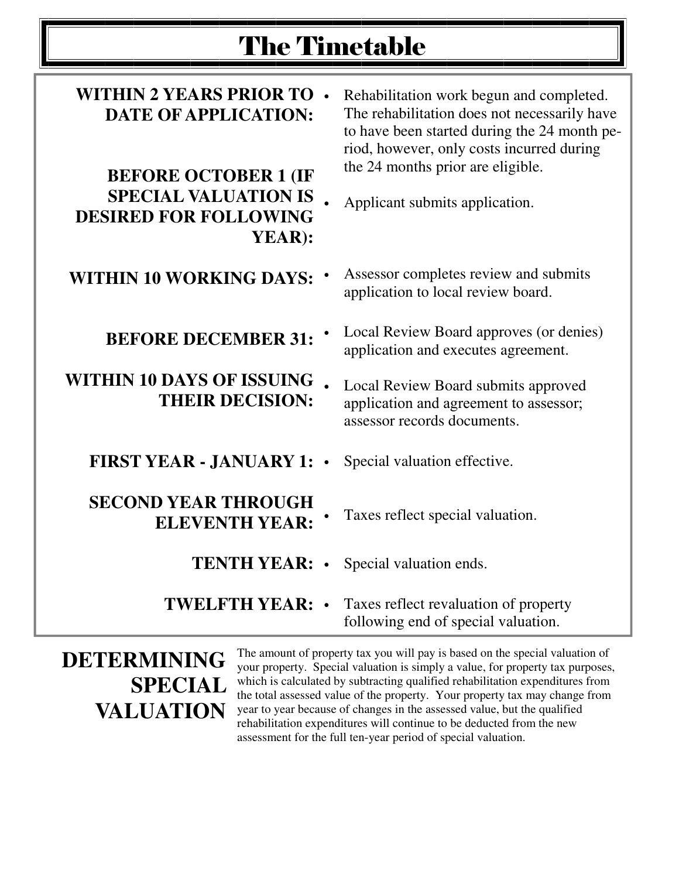# The Timetable

| | |
|---|---|
| **WITHIN 2 YEARS PRIOR TO DATE OF APPLICATION:** | • Rehabilitation work begun and completed. The rehabilitation does not necessarily have to have been started during the 24 month period, however, only costs incurred during the 24 months prior are eligible. |
| **BEFORE OCTOBER 1 (IF SPECIAL VALUATION IS DESIRED FOR FOLLOWING YEAR):** | • Applicant submits application. |
| **WITHIN 10 WORKING DAYS:** | • Assessor completes review and submits application to local review board. |
| **BEFORE DECEMBER 31:** | • Local Review Board approves (or denies) application and executes agreement. |
| **WITHIN 10 DAYS OF ISSUING THEIR DECISION:** | • Local Review Board submits approved application and agreement to assessor; assessor records documents. |
| **FIRST YEAR - JANUARY 1:** | • Special valuation effective. |
| **SECOND YEAR THROUGH ELEVENTH YEAR:** | • Taxes reflect special valuation. |
| **TENTH YEAR:** | • Special valuation ends. |
| **TWELFTH YEAR:** | • Taxes reflect revaluation of property following end of special valuation. |

## DETERMINING SPECIAL VALUATION

The amount of property tax you will pay is based on the special valuation of your property. Special valuation is simply a value, for property tax purposes, which is calculated by subtracting qualified rehabilitation expenditures from the total assessed value of the property. Your property tax may change from year to year because of changes in the assessed value, but the qualified rehabilitation expenditures will continue to be deducted from the new assessment for the full ten-year period of special valuation.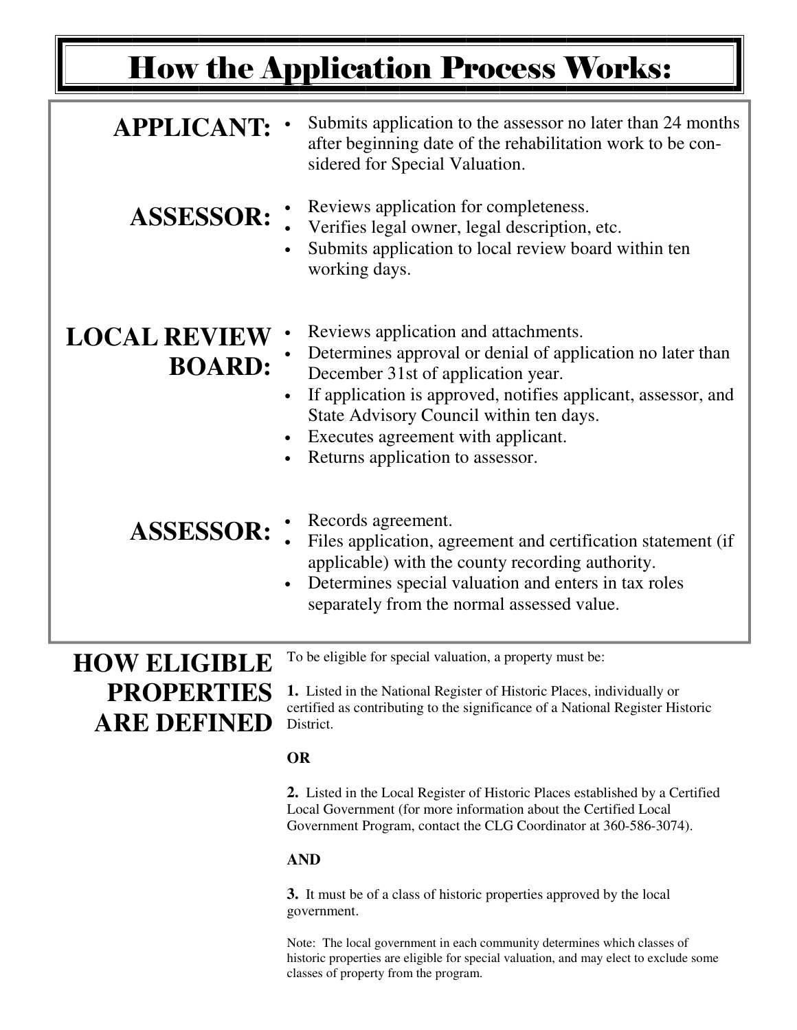# How the Application Process Works:

**APPLICANT:**

- Submits application to the assessor no later than 24 months after beginning date of the rehabilitation work to be considered for Special Valuation.

**ASSESSOR:**

- Reviews application for completeness.
- Verifies legal owner, legal description, etc.
- Submits application to local review board within ten working days.

**LOCAL REVIEW BOARD:**

- Reviews application and attachments.
- Determines approval or denial of application no later than December 31st of application year.
- If application is approved, notifies applicant, assessor, and State Advisory Council within ten days.
- Executes agreement with applicant.
- Returns application to assessor.

**ASSESSOR:**

- Records agreement.
- Files application, agreement and certification statement (if applicable) with the county recording authority.
- Determines special valuation and enters in tax roles separately from the normal assessed value.

## HOW ELIGIBLE PROPERTIES ARE DEFINED

To be eligible for special valuation, a property must be:

**1.** Listed in the National Register of Historic Places, individually or certified as contributing to the significance of a National Register Historic District.

**OR**

**2.** Listed in the Local Register of Historic Places established by a Certified Local Government (for more information about the Certified Local Government Program, contact the CLG Coordinator at 360-586-3074).

**AND**

**3.** It must be of a class of historic properties approved by the local government.

Note: The local government in each community determines which classes of historic properties are eligible for special valuation, and may elect to exclude some classes of property from the program.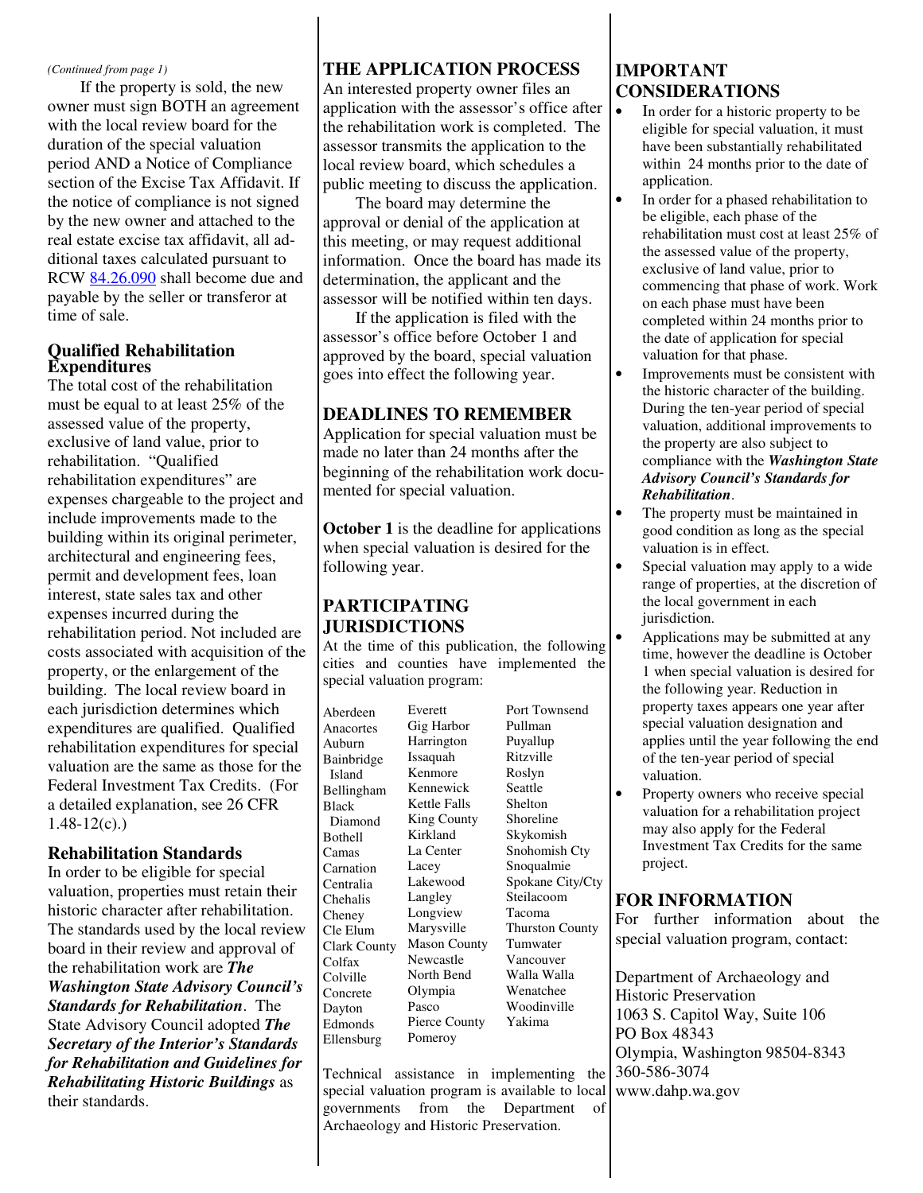*(Continued from page 1)*

If the property is sold, the new owner must sign BOTH an agreement with the local review board for the duration of the special valuation period AND a Notice of Compliance section of the Excise Tax Affidavit. If the notice of compliance is not signed by the new owner and attached to the real estate excise tax affidavit, all additional taxes calculated pursuant to RCW 84.26.090 shall become due and payable by the seller or transferor at time of sale.

### Qualified Rehabilitation Expenditures

The total cost of the rehabilitation must be equal to at least 25% of the assessed value of the property, exclusive of land value, prior to rehabilitation. "Qualified rehabilitation expenditures" are expenses chargeable to the project and include improvements made to the building within its original perimeter, architectural and engineering fees, permit and development fees, loan interest, state sales tax and other expenses incurred during the rehabilitation period. Not included are costs associated with acquisition of the property, or the enlargement of the building. The local review board in each jurisdiction determines which expenditures are qualified. Qualified rehabilitation expenditures for special valuation are the same as those for the Federal Investment Tax Credits. (For a detailed explanation, see 26 CFR 1.48-12(c).)

### Rehabilitation Standards

In order to be eligible for special valuation, properties must retain their historic character after rehabilitation. The standards used by the local review board in their review and approval of the rehabilitation work are ***The Washington State Advisory Council's Standards for Rehabilitation***. The State Advisory Council adopted ***The Secretary of the Interior's Standards for Rehabilitation and Guidelines for Rehabilitating Historic Buildings*** as their standards.

## THE APPLICATION PROCESS

An interested property owner files an application with the assessor's office after the rehabilitation work is completed. The assessor transmits the application to the local review board, which schedules a public meeting to discuss the application.

The board may determine the approval or denial of the application at this meeting, or may request additional information. Once the board has made its determination, the applicant and the assessor will be notified within ten days.

If the application is filed with the assessor's office before October 1 and approved by the board, special valuation goes into effect the following year.

## DEADLINES TO REMEMBER

Application for special valuation must be made no later than 24 months after the beginning of the rehabilitation work documented for special valuation.

**October 1** is the deadline for applications when special valuation is desired for the following year.

## PARTICIPATING JURISDICTIONS

At the time of this publication, the following cities and counties have implemented the special valuation program:

| | | |
|---|---|---|
| Aberdeen | Everett | Port Townsend |
| Anacortes | Gig Harbor | Pullman |
| Auburn | Harrington | Puyallup |
| Bainbridge Island | Issaquah | Ritzville |
| Bellingham | Kenmore | Roslyn |
| Black Diamond | Kennewick | Seattle |
| Bothell | Kettle Falls | Shelton |
| Camas | King County | Shoreline |
| Carnation | Kirkland | Skykomish |
| Centralia | La Center | Snohomish Cty |
| Chehalis | Lacey | Snoqualmie |
| Cheney | Lakewood | Spokane City/Cty |
| Cle Elum | Langley | Steilacoom |
| Clark County | Longview | Tacoma |
| Colfax | Marysville | Thurston County |
| Colville | Mason County | Tumwater |
| Concrete | Newcastle | Vancouver |
| Dayton | North Bend | Walla Walla |
| Edmonds | Olympia | Wenatchee |
| Ellensburg | Pasco | Woodinville |
| | Pierce County | Yakima |
| | Pomeroy | |

Technical assistance in implementing the special valuation program is available to local governments from the Department of Archaeology and Historic Preservation.

## IMPORTANT CONSIDERATIONS

- In order for a historic property to be eligible for special valuation, it must have been substantially rehabilitated within 24 months prior to the date of application.
- In order for a phased rehabilitation to be eligible, each phase of the rehabilitation must cost at least 25% of the assessed value of the property, exclusive of land value, prior to commencing that phase of work. Work on each phase must have been completed within 24 months prior to the date of application for special valuation for that phase.
- Improvements must be consistent with the historic character of the building. During the ten-year period of special valuation, additional improvements to the property are also subject to compliance with the ***Washington State Advisory Council's Standards for Rehabilitation***.
- The property must be maintained in good condition as long as the special valuation is in effect.
- Special valuation may apply to a wide range of properties, at the discretion of the local government in each jurisdiction.
- Applications may be submitted at any time, however the deadline is October 1 when special valuation is desired for the following year. Reduction in property taxes appears one year after special valuation designation and applies until the year following the end of the ten-year period of special valuation.
- Property owners who receive special valuation for a rehabilitation project may also apply for the Federal Investment Tax Credits for the same project.

## FOR INFORMATION

For further information about the special valuation program, contact:

Department of Archaeology and Historic Preservation
1063 S. Capitol Way, Suite 106
PO Box 48343
Olympia, Washington 98504-8343
360-586-3074
www.dahp.wa.gov